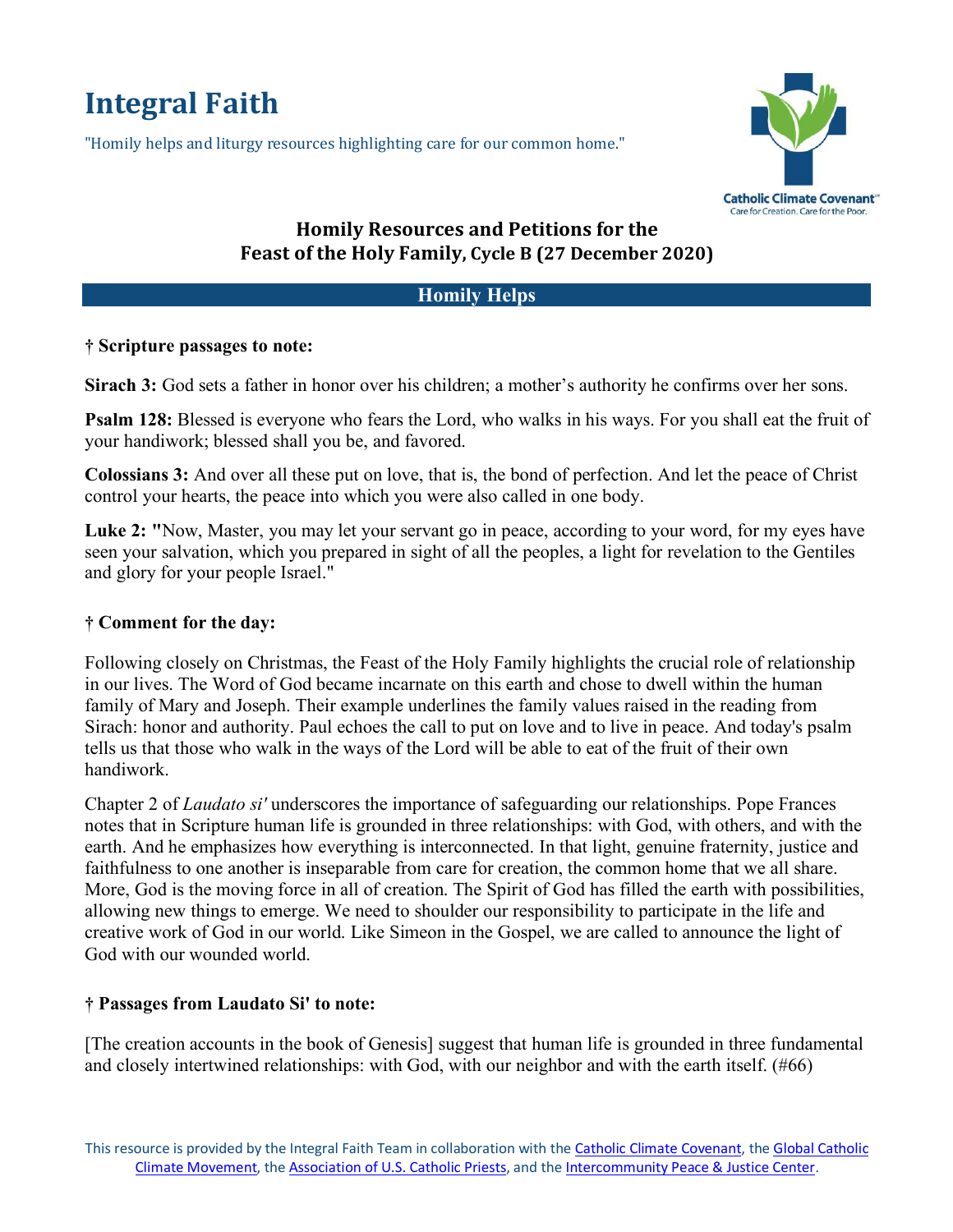# Integral Faith

"Homily helps and liturgy resources highlighting care for our common home."

Catholic Climate Covenant
Care for Creation. Care for the Poor.

## Homily Resources and Petitions for the Feast of the Holy Family, Cycle B (27 December 2020)

## Homily Helps

### † Scripture passages to note:

**Sirach 3:** God sets a father in honor over his children; a mother's authority he confirms over her sons.

**Psalm 128:** Blessed is everyone who fears the Lord, who walks in his ways. For you shall eat the fruit of your handiwork; blessed shall you be, and favored.

**Colossians 3:** And over all these put on love, that is, the bond of perfection. And let the peace of Christ control your hearts, the peace into which you were also called in one body.

**Luke 2:** "Now, Master, you may let your servant go in peace, according to your word, for my eyes have seen your salvation, which you prepared in sight of all the peoples, a light for revelation to the Gentiles and glory for your people Israel."

### † Comment for the day:

Following closely on Christmas, the Feast of the Holy Family highlights the crucial role of relationship in our lives. The Word of God became incarnate on this earth and chose to dwell within the human family of Mary and Joseph. Their example underlines the family values raised in the reading from Sirach: honor and authority. Paul echoes the call to put on love and to live in peace. And today's psalm tells us that those who walk in the ways of the Lord will be able to eat of the fruit of their own handiwork.

Chapter 2 of *Laudato si'* underscores the importance of safeguarding our relationships. Pope Frances notes that in Scripture human life is grounded in three relationships: with God, with others, and with the earth. And he emphasizes how everything is interconnected. In that light, genuine fraternity, justice and faithfulness to one another is inseparable from care for creation, the common home that we all share. More, God is the moving force in all of creation. The Spirit of God has filled the earth with possibilities, allowing new things to emerge. We need to shoulder our responsibility to participate in the life and creative work of God in our world. Like Simeon in the Gospel, we are called to announce the light of God with our wounded world.

### † Passages from Laudato Si' to note:

[The creation accounts in the book of Genesis] suggest that human life is grounded in three fundamental and closely intertwined relationships: with God, with our neighbor and with the earth itself. (#66)

This resource is provided by the Integral Faith Team in collaboration with the Catholic Climate Covenant, the Global Catholic Climate Movement, the Association of U.S. Catholic Priests, and the Intercommunity Peace & Justice Center.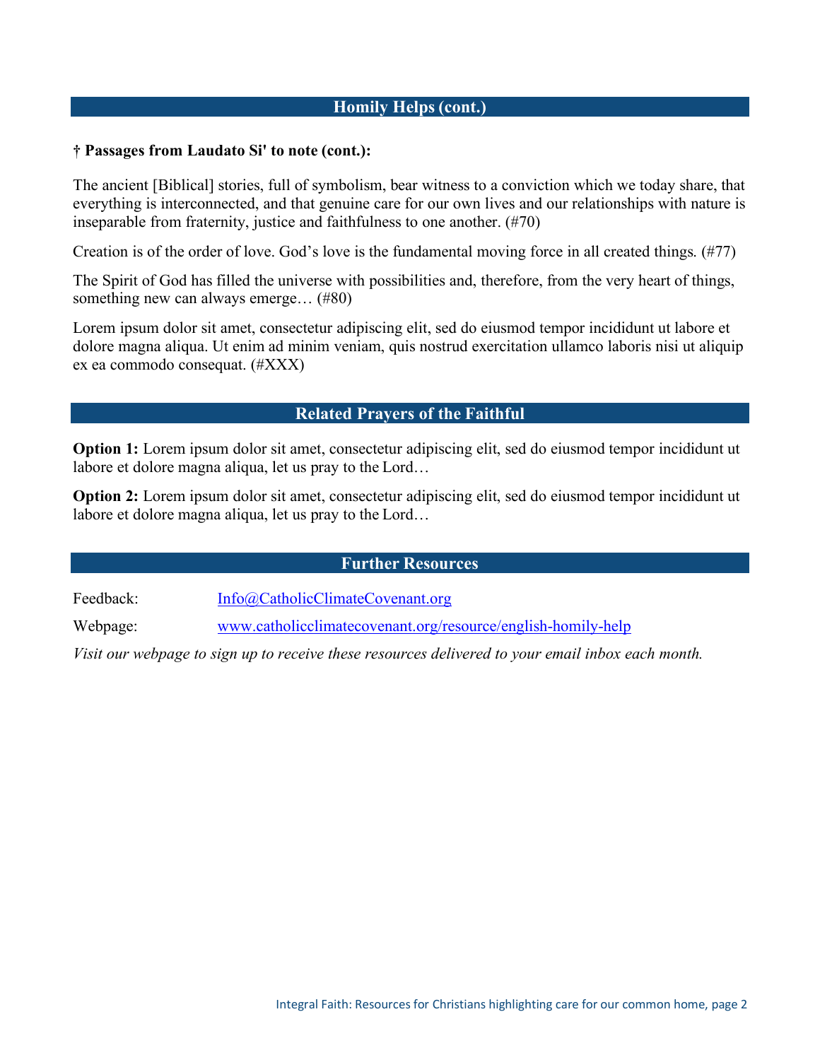## Homily Helps (cont.)

**† Passages from Laudato Si' to note (cont.):**

The ancient [Biblical] stories, full of symbolism, bear witness to a conviction which we today share, that everything is interconnected, and that genuine care for our own lives and our relationships with nature is inseparable from fraternity, justice and faithfulness to one another. (#70)

Creation is of the order of love. God's love is the fundamental moving force in all created things. (#77)

The Spirit of God has filled the universe with possibilities and, therefore, from the very heart of things, something new can always emerge… (#80)

Lorem ipsum dolor sit amet, consectetur adipiscing elit, sed do eiusmod tempor incididunt ut labore et dolore magna aliqua. Ut enim ad minim veniam, quis nostrud exercitation ullamco laboris nisi ut aliquip ex ea commodo consequat. (#XXX)

## Related Prayers of the Faithful

**Option 1:** Lorem ipsum dolor sit amet, consectetur adipiscing elit, sed do eiusmod tempor incididunt ut labore et dolore magna aliqua, let us pray to the Lord…

**Option 2:** Lorem ipsum dolor sit amet, consectetur adipiscing elit, sed do eiusmod tempor incididunt ut labore et dolore magna aliqua, let us pray to the Lord…

## Further Resources

Feedback: Info@CatholicClimateCovenant.org

Webpage: www.catholicclimatecovenant.org/resource/english-homily-help

*Visit our webpage to sign up to receive these resources delivered to your email inbox each month.*